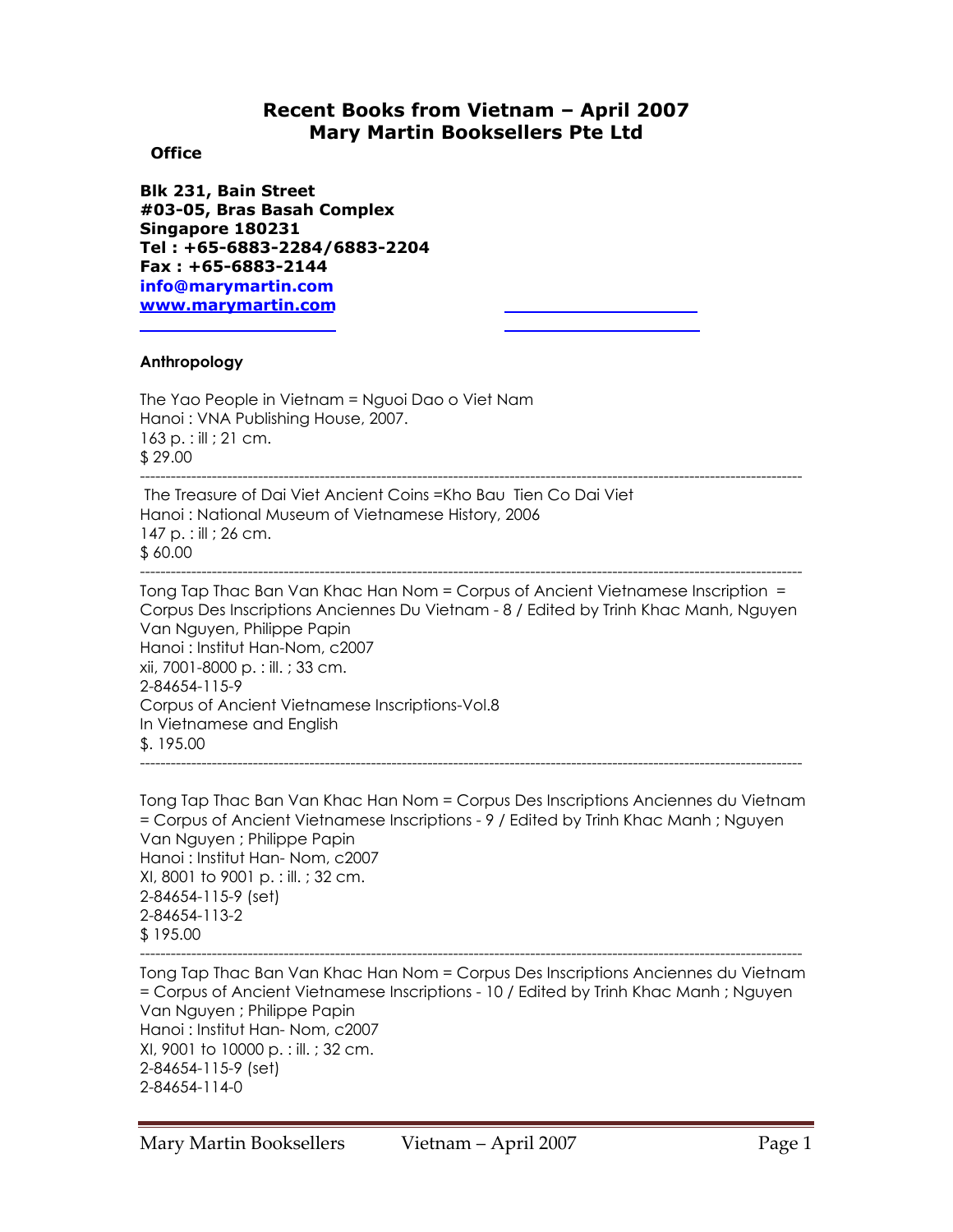# Recent Books from Vietnam – April 2007
# Mary Martin Booksellers Pte Ltd

**Office**

**Blk 231, Bain Street**
**#03-05, Bras Basah Complex**
**Singapore 180231**
**Tel : +65-6883-2284/6883-2204**
**Fax : +65-6883-2144**
**info@marymartin.com**
**www.marymartin.com**

### Anthropology

The Yao People in Vietnam = Nguoi Dao o Viet Nam
Hanoi : VNA Publishing House, 2007.
163 p. : ill ; 21 cm.
$ 29.00

---

The Treasure of Dai Viet Ancient Coins =Kho Bau Tien Co Dai Viet
Hanoi : National Museum of Vietnamese History, 2006
147 p. : ill ; 26 cm.
$ 60.00

---

Tong Tap Thac Ban Van Khac Han Nom = Corpus of Ancient Vietnamese Inscription = Corpus Des Inscriptions Anciennes Du Vietnam - 8 / Edited by Trinh Khac Manh, Nguyen Van Nguyen, Philippe Papin
Hanoi : Institut Han-Nom, c2007
xii, 7001-8000 p. : ill. ; 33 cm.
2-84654-115-9
Corpus of Ancient Vietnamese Inscriptions-Vol.8
In Vietnamese and English
$. 195.00

---

Tong Tap Thac Ban Van Khac Han Nom = Corpus Des Inscriptions Anciennes du Vietnam = Corpus of Ancient Vietnamese Inscriptions - 9 / Edited by Trinh Khac Manh ; Nguyen Van Nguyen ; Philippe Papin
Hanoi : Institut Han- Nom, c2007
XI, 8001 to 9001 p. : ill. ; 32 cm.
2-84654-115-9 (set)
2-84654-113-2
$ 195.00

---

Tong Tap Thac Ban Van Khac Han Nom = Corpus Des Inscriptions Anciennes du Vietnam = Corpus of Ancient Vietnamese Inscriptions - 10 / Edited by Trinh Khac Manh ; Nguyen Van Nguyen ; Philippe Papin
Hanoi : Institut Han- Nom, c2007
XI, 9001 to 10000 p. : ill. ; 32 cm.
2-84654-115-9 (set)
2-84654-114-0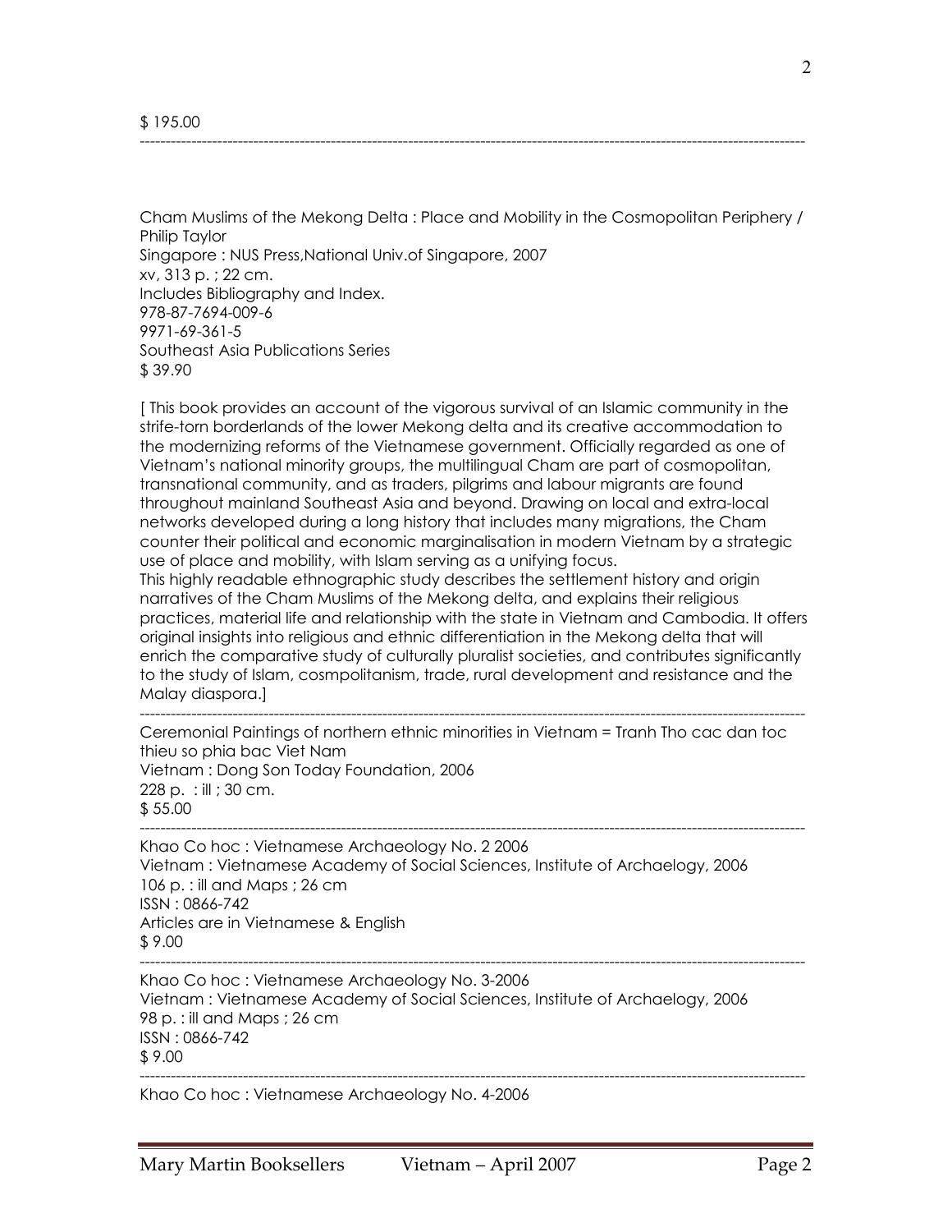$ 195.00

---

Cham Muslims of the Mekong Delta : Place and Mobility in the Cosmopolitan Periphery / Philip Taylor
Singapore : NUS Press,National Univ.of Singapore, 2007
xv, 313 p. ; 22 cm.
Includes Bibliography and Index.
978-87-7694-009-6
9971-69-361-5
Southeast Asia Publications Series
$ 39.90

[ This book provides an account of the vigorous survival of an Islamic community in the strife-torn borderlands of the lower Mekong delta and its creative accommodation to the modernizing reforms of the Vietnamese government. Officially regarded as one of Vietnam's national minority groups, the multilingual Cham are part of cosmopolitan, transnational community, and as traders, pilgrims and labour migrants are found throughout mainland Southeast Asia and beyond. Drawing on local and extra-local networks developed during a long history that includes many migrations, the Cham counter their political and economic marginalisation in modern Vietnam by a strategic use of place and mobility, with Islam serving as a unifying focus.
This highly readable ethnographic study describes the settlement history and origin narratives of the Cham Muslims of the Mekong delta, and explains their religious practices, material life and relationship with the state in Vietnam and Cambodia. It offers original insights into religious and ethnic differentiation in the Mekong delta that will enrich the comparative study of culturally pluralist societies, and contributes significantly to the study of Islam, cosmpolitanism, trade, rural development and resistance and the Malay diaspora.]

---

Ceremonial Paintings of northern ethnic minorities in Vietnam = Tranh Tho cac dan toc thieu so phia bac Viet Nam
Vietnam : Dong Son Today Foundation, 2006
228 p. : ill ; 30 cm.
$ 55.00

---

Khao Co hoc : Vietnamese Archaeology No. 2 2006
Vietnam : Vietnamese Academy of Social Sciences, Institute of Archaelogy, 2006
106 p. : ill and Maps ; 26 cm
ISSN : 0866-742
Articles are in Vietnamese & English
$ 9.00

---

Khao Co hoc : Vietnamese Archaeology No. 3-2006
Vietnam : Vietnamese Academy of Social Sciences, Institute of Archaelogy, 2006
98 p. : ill and Maps ; 26 cm
ISSN : 0866-742
$ 9.00

---

Khao Co hoc : Vietnamese Archaeology No. 4-2006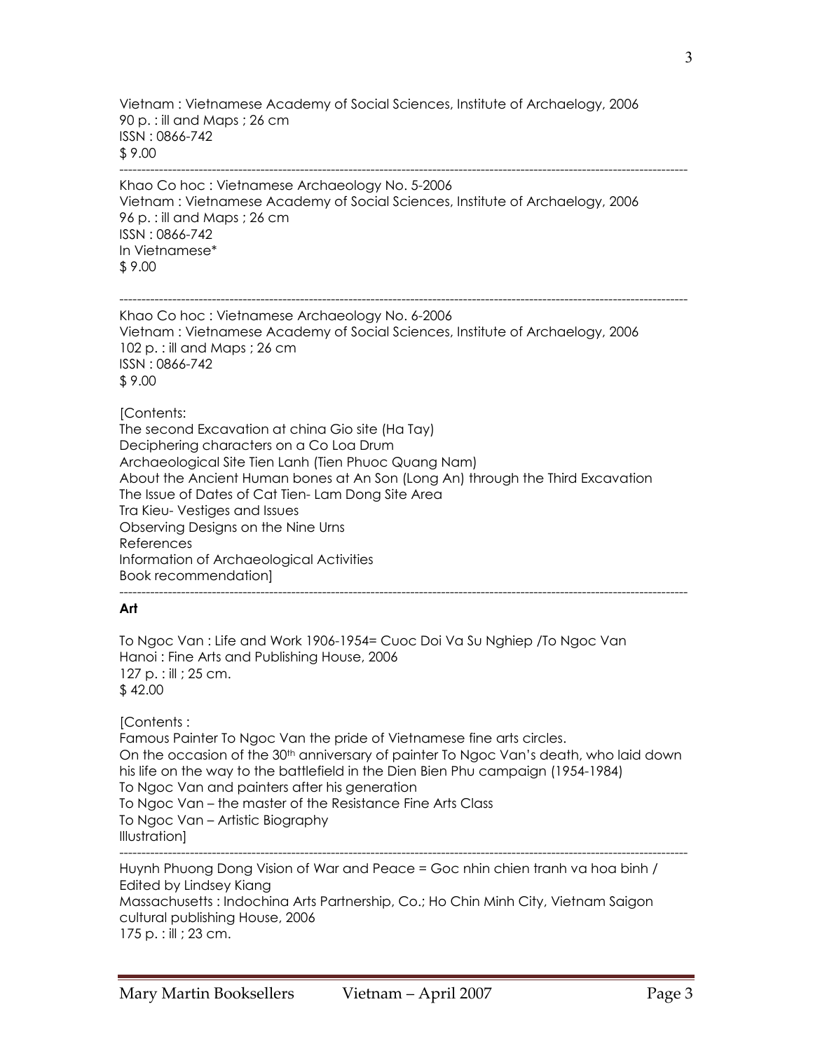Vietnam : Vietnamese Academy of Social Sciences, Institute of Archaelogy, 2006
90 p. : ill and Maps ; 26 cm
ISSN : 0866-742
$ 9.00

---

Khao Co hoc : Vietnamese Archaeology No. 5-2006
Vietnam : Vietnamese Academy of Social Sciences, Institute of Archaelogy, 2006
96 p. : ill and Maps ; 26 cm
ISSN : 0866-742
In Vietnamese*
$ 9.00

---

Khao Co hoc : Vietnamese Archaeology No. 6-2006
Vietnam : Vietnamese Academy of Social Sciences, Institute of Archaelogy, 2006
102 p. : ill and Maps ; 26 cm
ISSN : 0866-742
$ 9.00

[Contents:
The second Excavation at china Gio site (Ha Tay)
Deciphering characters on a Co Loa Drum
Archaeological Site Tien Lanh (Tien Phuoc Quang Nam)
About the Ancient Human bones at An Son (Long An) through the Third Excavation
The Issue of Dates of Cat Tien- Lam Dong Site Area
Tra Kieu- Vestiges and Issues
Observing Designs on the Nine Urns
References
Information of Archaeological Activities
Book recommendation]

---

**Art**

To Ngoc Van : Life and Work 1906-1954= Cuoc Doi Va Su Nghiep /To Ngoc Van
Hanoi : Fine Arts and Publishing House, 2006
127 p. : ill ; 25 cm.
$ 42.00

[Contents :
Famous Painter To Ngoc Van the pride of Vietnamese fine arts circles.
On the occasion of the 30th anniversary of painter To Ngoc Van's death, who laid down his life on the way to the battlefield in the Dien Bien Phu campaign (1954-1984)
To Ngoc Van and painters after his generation
To Ngoc Van – the master of the Resistance Fine Arts Class
To Ngoc Van – Artistic Biography
Illustration]

---

Huynh Phuong Dong Vision of War and Peace = Goc nhin chien tranh va hoa binh / Edited by Lindsey Kiang
Massachusetts : Indochina Arts Partnership, Co.; Ho Chin Minh City, Vietnam Saigon cultural publishing House, 2006
175 p. : ill ; 23 cm.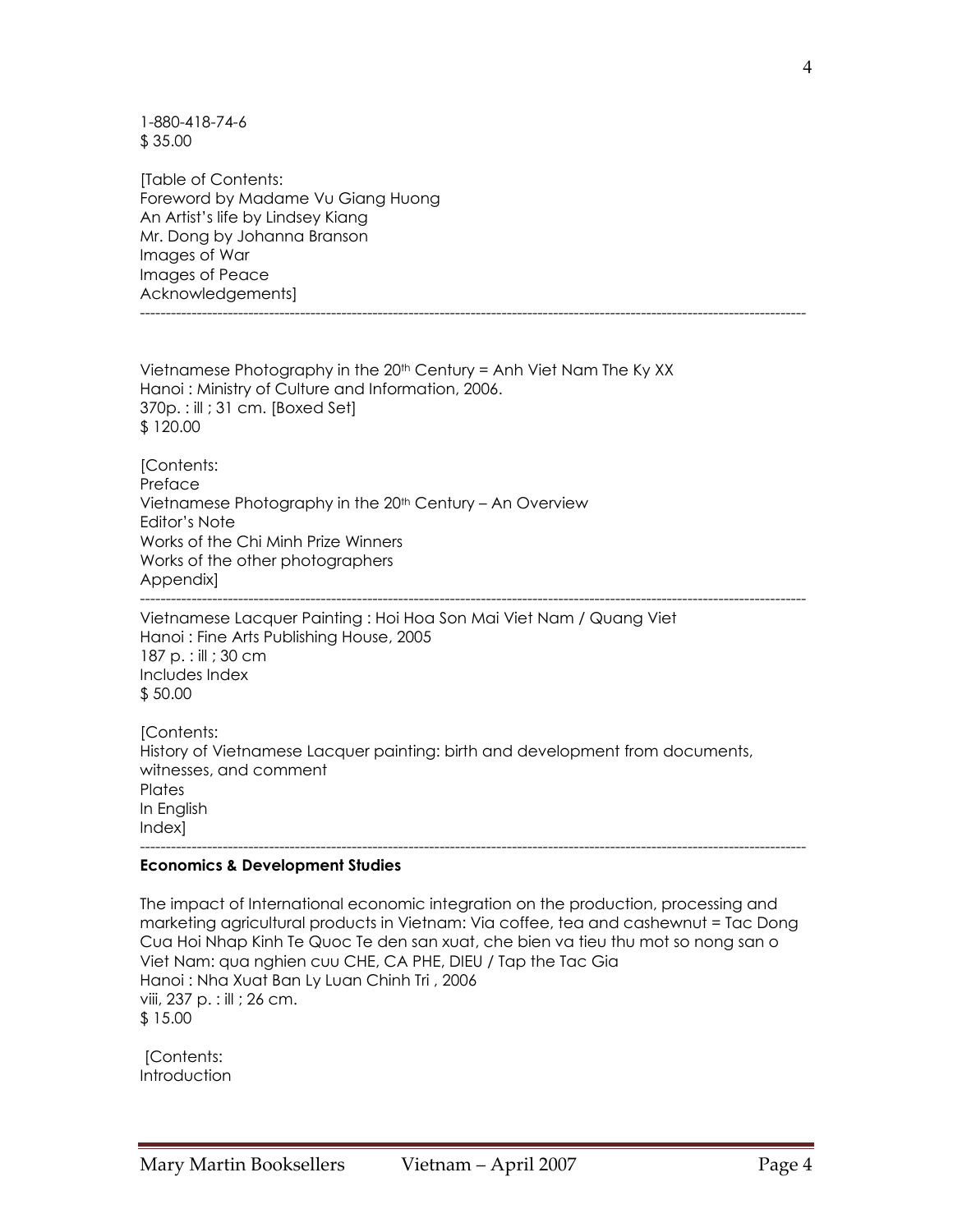1-880-418-74-6
$ 35.00

[Table of Contents:
Foreword by Madame Vu Giang Huong
An Artist's life by Lindsey Kiang
Mr. Dong by Johanna Branson
Images of War
Images of Peace
Acknowledgements]

---

Vietnamese Photography in the 20th Century = Anh Viet Nam The Ky XX
Hanoi : Ministry of Culture and Information, 2006.
370p. : ill ; 31 cm. [Boxed Set]
$ 120.00

[Contents:
Preface
Vietnamese Photography in the 20th Century – An Overview
Editor's Note
Works of the Chi Minh Prize Winners
Works of the other photographers
Appendix]

---

Vietnamese Lacquer Painting : Hoi Hoa Son Mai Viet Nam / Quang Viet
Hanoi : Fine Arts Publishing House, 2005
187 p. : ill ; 30 cm
Includes Index
$ 50.00

[Contents:
History of Vietnamese Lacquer painting: birth and development from documents, witnesses, and comment
Plates
In English
Index]

---

**Economics & Development Studies**

The impact of International economic integration on the production, processing and marketing agricultural products in Vietnam: Via coffee, tea and cashewnut = Tac Dong Cua Hoi Nhap Kinh Te Quoc Te den san xuat, che bien va tieu thu mot so nong san o Viet Nam: qua nghien cuu CHE, CA PHE, DIEU / Tap the Tac Gia
Hanoi : Nha Xuat Ban Ly Luan Chinh Tri , 2006
viii, 237 p. : ill ; 26 cm.
$ 15.00

[Contents:
Introduction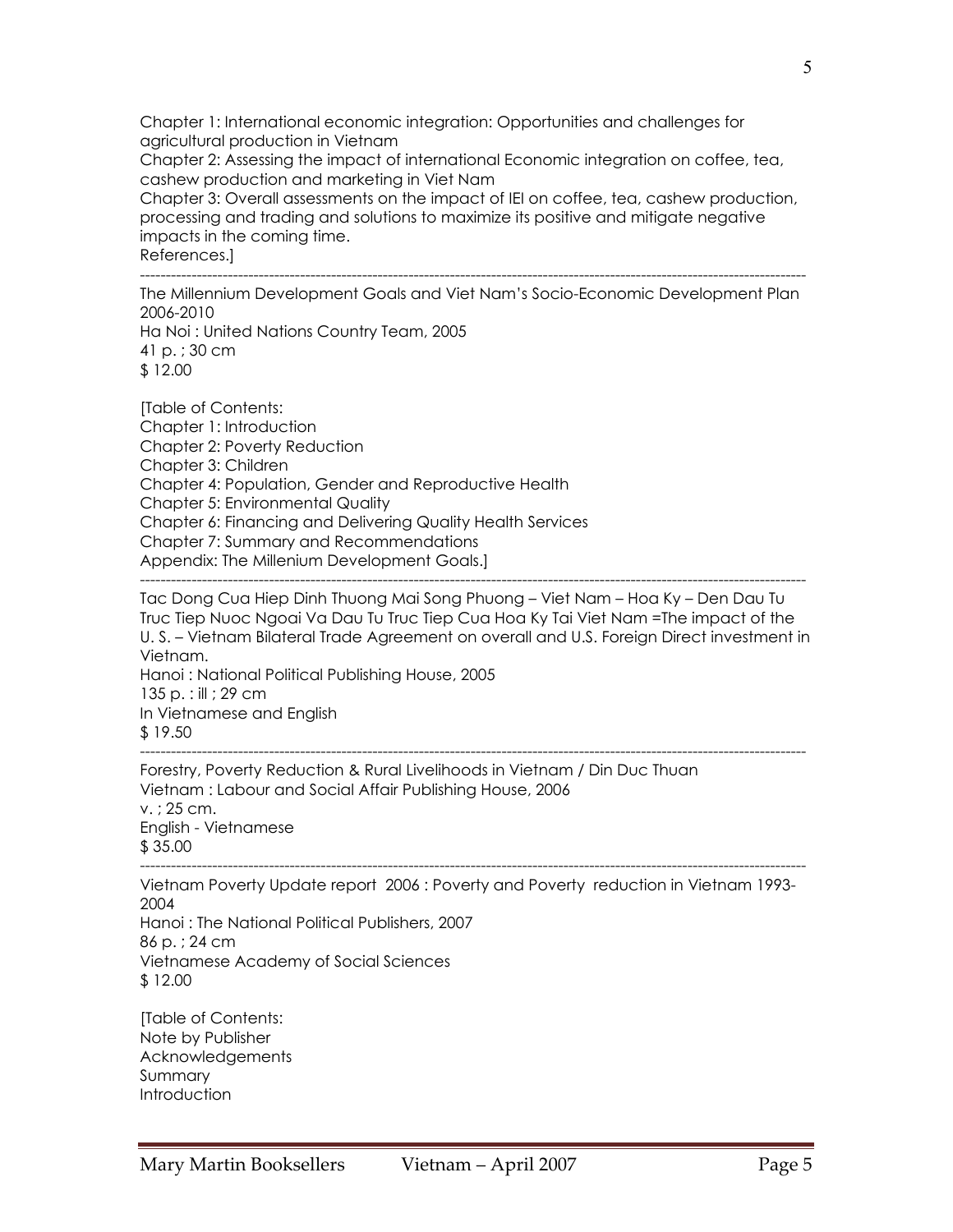Chapter 1: International economic integration: Opportunities and challenges for agricultural production in Vietnam
Chapter 2: Assessing the impact of international Economic integration on coffee, tea, cashew production and marketing in Viet Nam
Chapter 3: Overall assessments on the impact of IEI on coffee, tea, cashew production, processing and trading and solutions to maximize its positive and mitigate negative impacts in the coming time.
References.]

---

The Millennium Development Goals and Viet Nam's Socio-Economic Development Plan 2006-2010
Ha Noi : United Nations Country Team, 2005
41 p. ; 30 cm
$ 12.00

[Table of Contents:
Chapter 1: Introduction
Chapter 2: Poverty Reduction
Chapter 3: Children
Chapter 4: Population, Gender and Reproductive Health
Chapter 5: Environmental Quality
Chapter 6: Financing and Delivering Quality Health Services
Chapter 7: Summary and Recommendations
Appendix: The Millenium Development Goals.]

---

Tac Dong Cua Hiep Dinh Thuong Mai Song Phuong – Viet Nam – Hoa Ky – Den Dau Tu Truc Tiep Nuoc Ngoai Va Dau Tu Truc Tiep Cua Hoa Ky Tai Viet Nam =The impact of the U. S. – Vietnam Bilateral Trade Agreement on overall and U.S. Foreign Direct investment in Vietnam.
Hanoi : National Political Publishing House, 2005
135 p. : ill ; 29 cm
In Vietnamese and English
$ 19.50

---

Forestry, Poverty Reduction & Rural Livelihoods in Vietnam / Din Duc Thuan
Vietnam : Labour and Social Affair Publishing House, 2006
v. ; 25 cm.
English - Vietnamese
$ 35.00

---

Vietnam Poverty Update report 2006 : Poverty and Poverty reduction in Vietnam 1993-2004
Hanoi : The National Political Publishers, 2007
86 p. ; 24 cm
Vietnamese Academy of Social Sciences
$ 12.00

[Table of Contents:
Note by Publisher
Acknowledgements
Summary
Introduction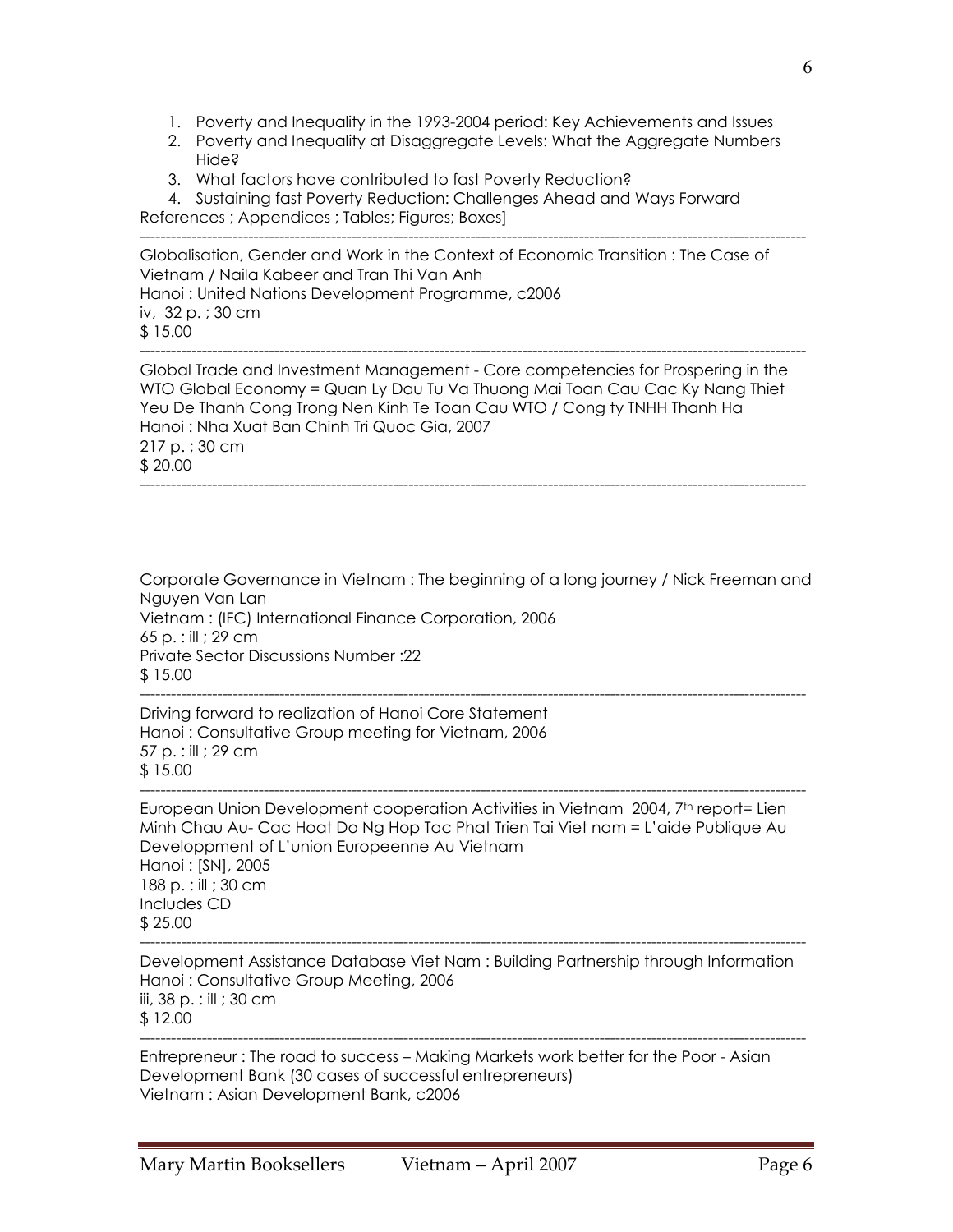1. Poverty and Inequality in the 1993-2004 period: Key Achievements and Issues
2. Poverty and Inequality at Disaggregate Levels: What the Aggregate Numbers Hide?
3. What factors have contributed to fast Poverty Reduction?
4. Sustaining fast Poverty Reduction: Challenges Ahead and Ways Forward

References ; Appendices ; Tables; Figures; Boxes]

---

Globalisation, Gender and Work in the Context of Economic Transition : The Case of Vietnam / Naila Kabeer and Tran Thi Van Anh
Hanoi : United Nations Development Programme, c2006
iv, 32 p. ; 30 cm
$ 15.00

---

Global Trade and Investment Management - Core competencies for Prospering in the WTO Global Economy = Quan Ly Dau Tu Va Thuong Mai Toan Cau Cac Ky Nang Thiet Yeu De Thanh Cong Trong Nen Kinh Te Toan Cau WTO / Cong ty TNHH Thanh Ha
Hanoi : Nha Xuat Ban Chinh Tri Quoc Gia, 2007
217 p. ; 30 cm
$ 20.00

---

Corporate Governance in Vietnam : The beginning of a long journey / Nick Freeman and Nguyen Van Lan
Vietnam : (IFC) International Finance Corporation, 2006
65 p. : ill ; 29 cm
Private Sector Discussions Number :22
$ 15.00

---

Driving forward to realization of Hanoi Core Statement
Hanoi : Consultative Group meeting for Vietnam, 2006
57 p. : ill ; 29 cm
$ 15.00

---

European Union Development cooperation Activities in Vietnam 2004, 7th report= Lien Minh Chau Au- Cac Hoat Do Ng Hop Tac Phat Trien Tai Viet nam = L'aide Publique Au Developpment of L'union Europeenne Au Vietnam
Hanoi : [SN], 2005
188 p. : ill ; 30 cm
Includes CD
$ 25.00

---

Development Assistance Database Viet Nam : Building Partnership through Information
Hanoi : Consultative Group Meeting, 2006
iii, 38 p. : ill ; 30 cm
$ 12.00

---

Entrepreneur : The road to success – Making Markets work better for the Poor - Asian Development Bank (30 cases of successful entrepreneurs)
Vietnam : Asian Development Bank, c2006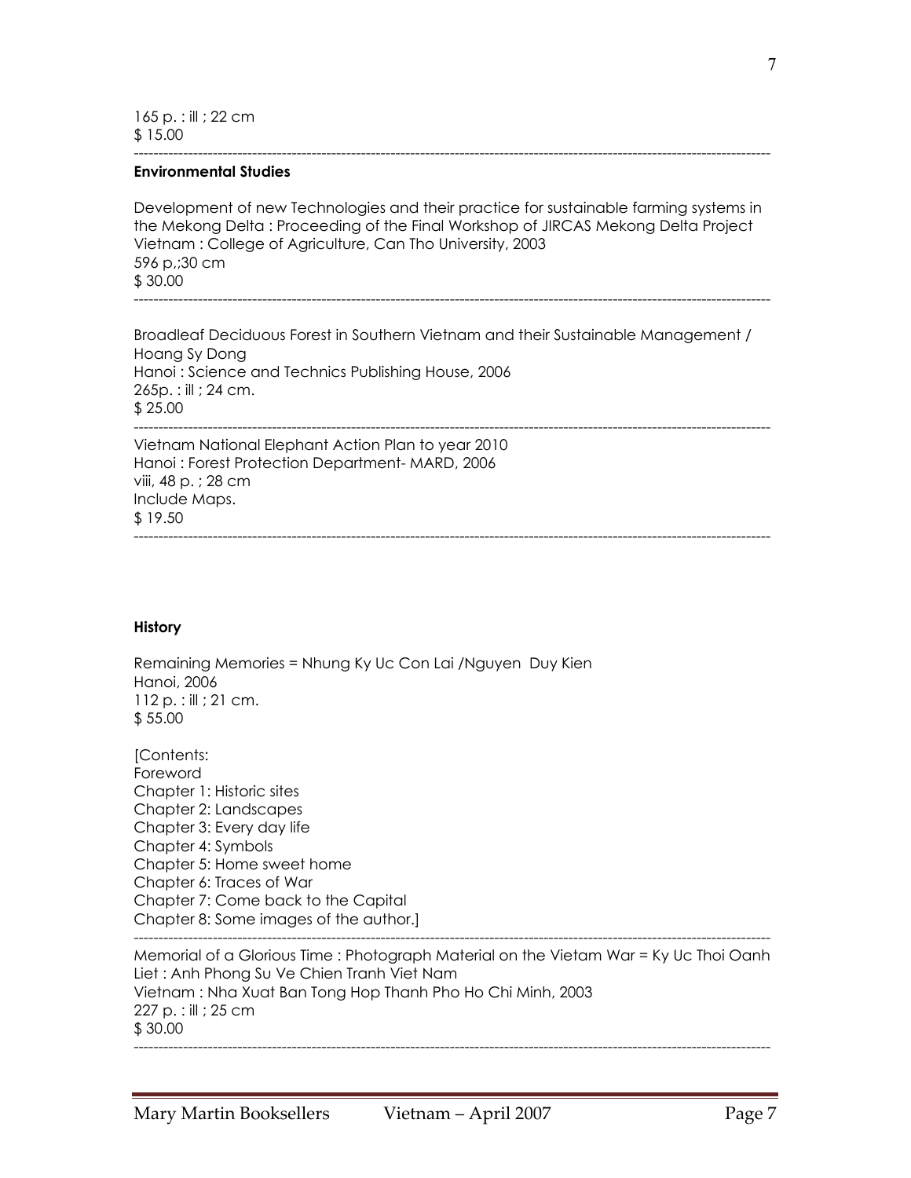165 p. : ill ; 22 cm
$ 15.00

---

**Environmental Studies**

Development of new Technologies and their practice for sustainable farming systems in the Mekong Delta : Proceeding of the Final Workshop of JIRCAS Mekong Delta Project
Vietnam : College of Agriculture, Can Tho University, 2003
596 p,;30 cm
$ 30.00

---

Broadleaf Deciduous Forest in Southern Vietnam and their Sustainable Management / Hoang Sy Dong
Hanoi : Science and Technics Publishing House, 2006
265p. : ill ; 24 cm.
$ 25.00

---

Vietnam National Elephant Action Plan to year 2010
Hanoi : Forest Protection Department- MARD, 2006
viii, 48 p. ; 28 cm
Include Maps.
$ 19.50

---

**History**

Remaining Memories = Nhung Ky Uc Con Lai /Nguyen Duy Kien
Hanoi, 2006
112 p. : ill ; 21 cm.
$ 55.00

[Contents:
Foreword
Chapter 1: Historic sites
Chapter 2: Landscapes
Chapter 3: Every day life
Chapter 4: Symbols
Chapter 5: Home sweet home
Chapter 6: Traces of War
Chapter 7: Come back to the Capital
Chapter 8: Some images of the author.]

---

Memorial of a Glorious Time : Photograph Material on the Vietam War = Ky Uc Thoi Oanh Liet : Anh Phong Su Ve Chien Tranh Viet Nam
Vietnam : Nha Xuat Ban Tong Hop Thanh Pho Ho Chi Minh, 2003
227 p. : ill ; 25 cm
$ 30.00

---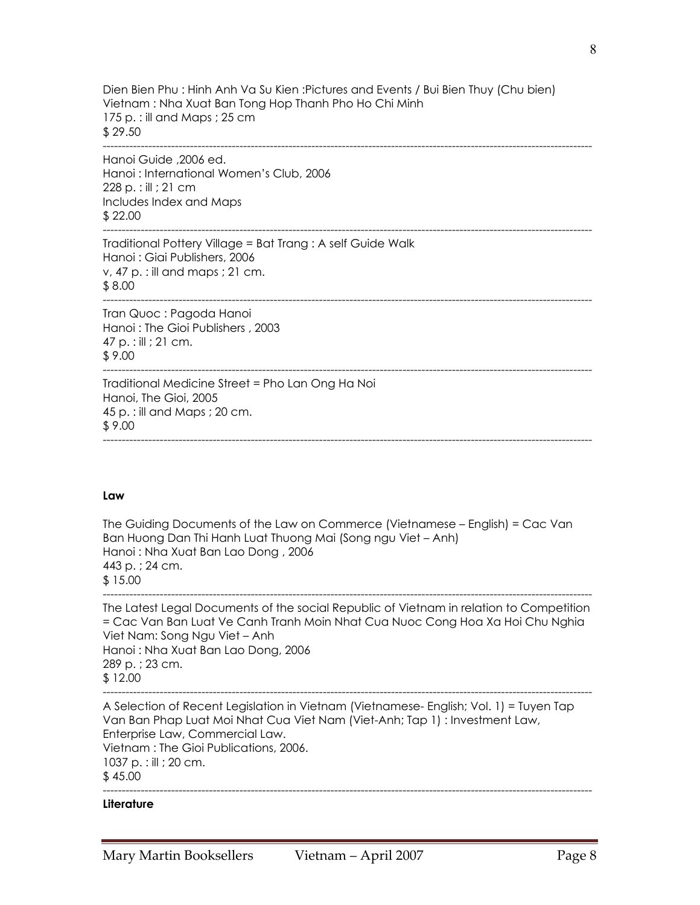Dien Bien Phu : Hinh Anh Va Su Kien :Pictures and Events / Bui Bien Thuy (Chu bien)
Vietnam : Nha Xuat Ban Tong Hop Thanh Pho Ho Chi Minh
175 p. : ill and Maps ; 25 cm
$ 29.50

---

Hanoi Guide ,2006 ed.
Hanoi : International Women's Club, 2006
228 p. : ill ; 21 cm
Includes Index and Maps
$ 22.00

---

Traditional Pottery Village = Bat Trang : A self Guide Walk
Hanoi : Giai Publishers, 2006
v, 47 p. : ill and maps ; 21 cm.
$ 8.00

---

Tran Quoc : Pagoda Hanoi
Hanoi : The Gioi Publishers , 2003
47 p. : ill ; 21 cm.
$ 9.00

---

Traditional Medicine Street = Pho Lan Ong Ha Noi
Hanoi, The Gioi, 2005
45 p. : ill and Maps ; 20 cm.
$ 9.00

---

**Law**

The Guiding Documents of the Law on Commerce (Vietnamese – English) = Cac Van Ban Huong Dan Thi Hanh Luat Thuong Mai (Song ngu Viet – Anh)
Hanoi : Nha Xuat Ban Lao Dong , 2006
443 p. ; 24 cm.
$ 15.00

---

The Latest Legal Documents of the social Republic of Vietnam in relation to Competition = Cac Van Ban Luat Ve Canh Tranh Moin Nhat Cua Nuoc Cong Hoa Xa Hoi Chu Nghia Viet Nam: Song Ngu Viet – Anh
Hanoi : Nha Xuat Ban Lao Dong, 2006
289 p. ; 23 cm.
$ 12.00

---

A Selection of Recent Legislation in Vietnam (Vietnamese- English; Vol. 1) = Tuyen Tap Van Ban Phap Luat Moi Nhat Cua Viet Nam (Viet-Anh; Tap 1) : Investment Law, Enterprise Law, Commercial Law.
Vietnam : The Gioi Publications, 2006.
1037 p. : ill ; 20 cm.
$ 45.00

---

**Literature**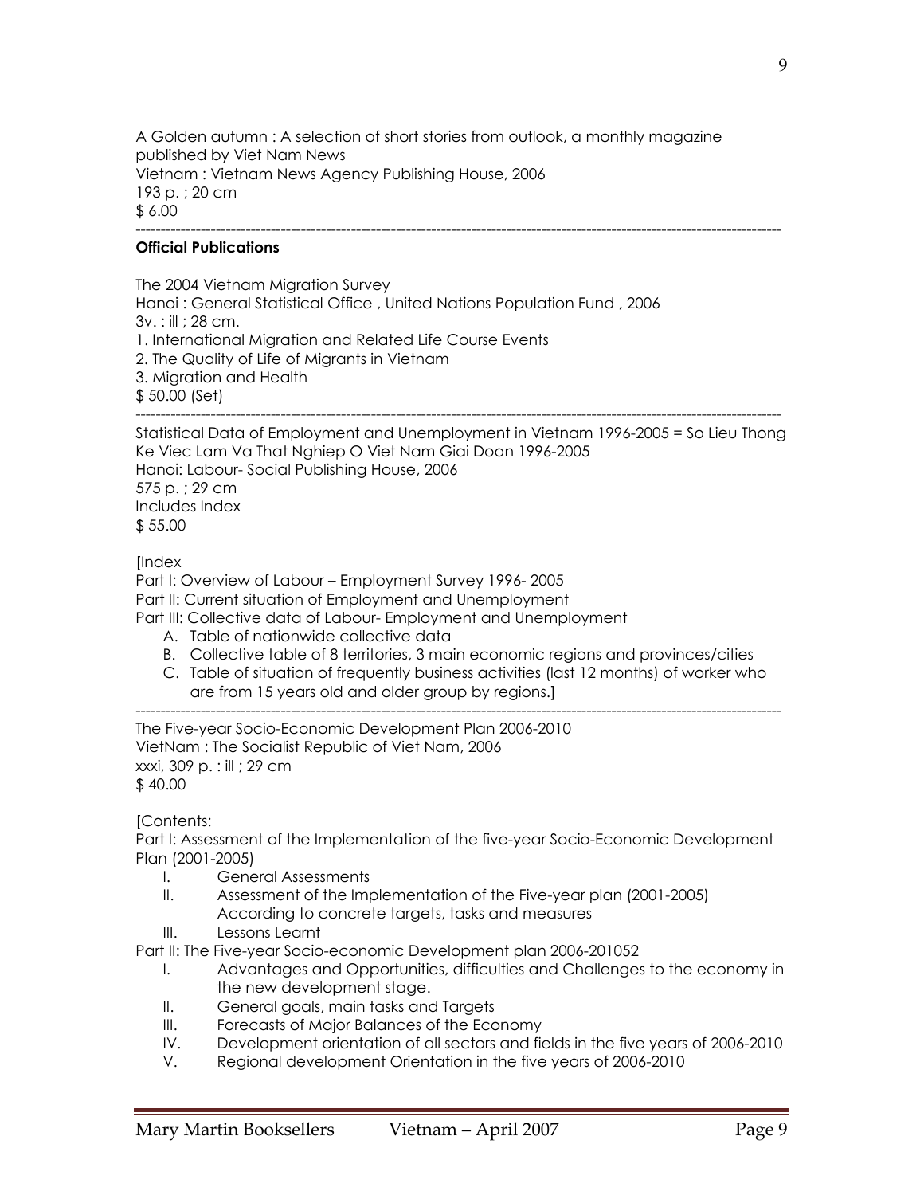A Golden autumn : A selection of short stories from outlook, a monthly magazine published by Viet Nam News
Vietnam : Vietnam News Agency Publishing House, 2006
193 p. ; 20 cm
$ 6.00

---

**Official Publications**

The 2004 Vietnam Migration Survey
Hanoi : General Statistical Office , United Nations Population Fund , 2006
3v. : ill ; 28 cm.
1. International Migration and Related Life Course Events
2. The Quality of Life of Migrants in Vietnam
3. Migration and Health
$ 50.00 (Set)

---

Statistical Data of Employment and Unemployment in Vietnam 1996-2005 = So Lieu Thong Ke Viec Lam Va That Nghiep O Viet Nam Giai Doan 1996-2005
Hanoi: Labour- Social Publishing House, 2006
575 p. ; 29 cm
Includes Index
$ 55.00

[Index
Part I: Overview of Labour – Employment Survey 1996- 2005
Part II: Current situation of Employment and Unemployment
Part III: Collective data of Labour- Employment and Unemployment

A. Table of nationwide collective data
B. Collective table of 8 territories, 3 main economic regions and provinces/cities
C. Table of situation of frequently business activities (last 12 months) of worker who are from 15 years old and older group by regions.]

---

The Five-year Socio-Economic Development Plan 2006-2010
VietNam : The Socialist Republic of Viet Nam, 2006
xxxi, 309 p. : ill ; 29 cm
$ 40.00

[Contents:
Part I: Assessment of the Implementation of the five-year Socio-Economic Development Plan (2001-2005)

I. General Assessments
II. Assessment of the Implementation of the Five-year plan (2001-2005) According to concrete targets, tasks and measures
III. Lessons Learnt

Part II: The Five-year Socio-economic Development plan 2006-201052

I. Advantages and Opportunities, difficulties and Challenges to the economy in the new development stage.
II. General goals, main tasks and Targets
III. Forecasts of Major Balances of the Economy
IV. Development orientation of all sectors and fields in the five years of 2006-2010
V. Regional development Orientation in the five years of 2006-2010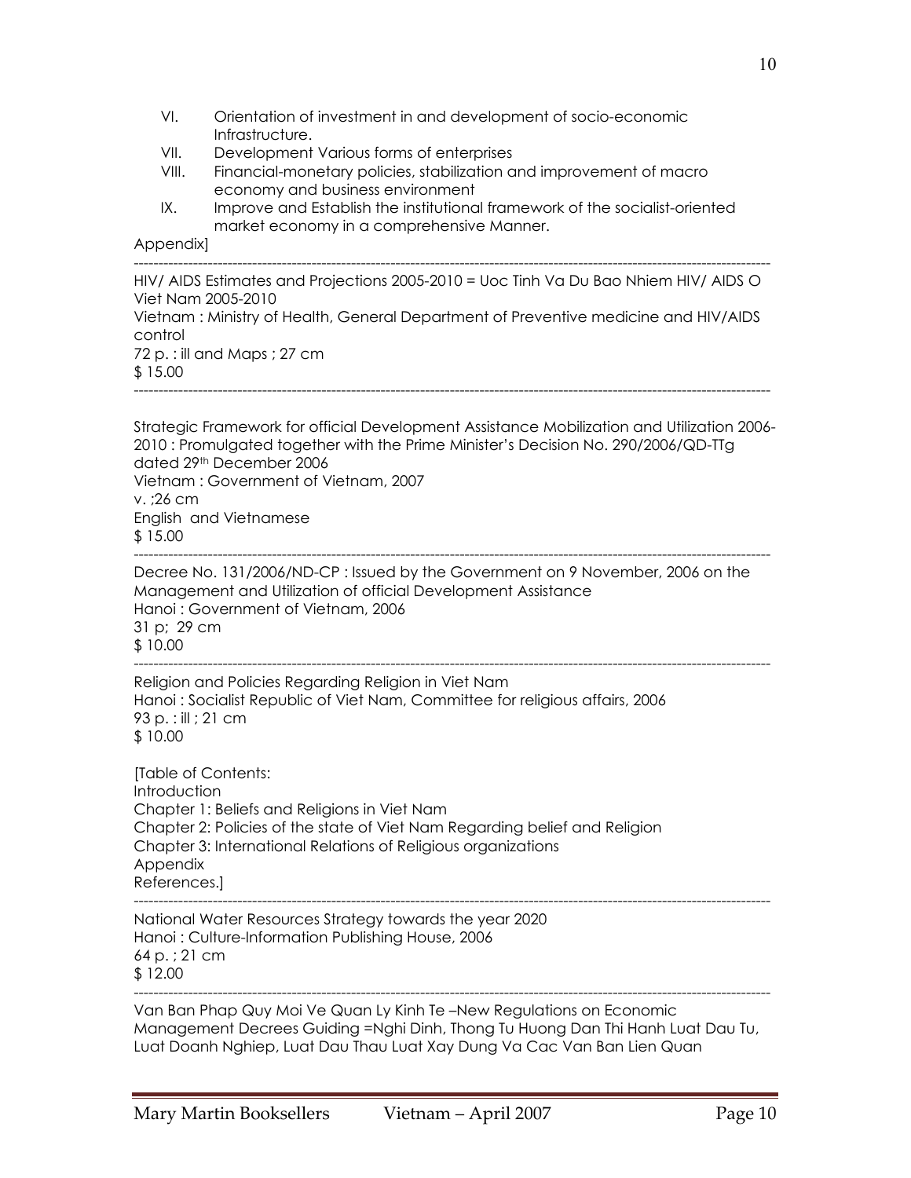VI. Orientation of investment in and development of socio-economic Infrastructure.
VII. Development Various forms of enterprises
VIII. Financial-monetary policies, stabilization and improvement of macro economy and business environment
IX. Improve and Establish the institutional framework of the socialist-oriented market economy in a comprehensive Manner.

Appendix]

---

HIV/ AIDS Estimates and Projections 2005-2010 = Uoc Tinh Va Du Bao Nhiem HIV/ AIDS O Viet Nam 2005-2010
Vietnam : Ministry of Health, General Department of Preventive medicine and HIV/AIDS control
72 p. : ill and Maps ; 27 cm
$ 15.00

---

Strategic Framework for official Development Assistance Mobilization and Utilization 2006-2010 : Promulgated together with the Prime Minister's Decision No. 290/2006/QD-TTg dated 29th December 2006
Vietnam : Government of Vietnam, 2007
v. ;26 cm
English and Vietnamese
$ 15.00

---

Decree No. 131/2006/ND-CP : Issued by the Government on 9 November, 2006 on the Management and Utilization of official Development Assistance
Hanoi : Government of Vietnam, 2006
31 p; 29 cm
$ 10.00

---

Religion and Policies Regarding Religion in Viet Nam
Hanoi : Socialist Republic of Viet Nam, Committee for religious affairs, 2006
93 p. : ill ; 21 cm
$ 10.00

[Table of Contents:
Introduction
Chapter 1: Beliefs and Religions in Viet Nam
Chapter 2: Policies of the state of Viet Nam Regarding belief and Religion
Chapter 3: International Relations of Religious organizations
Appendix
References.]

---

National Water Resources Strategy towards the year 2020
Hanoi : Culture-Information Publishing House, 2006
64 p. ; 21 cm
$ 12.00

---

Van Ban Phap Quy Moi Ve Quan Ly Kinh Te –New Regulations on Economic Management Decrees Guiding =Nghi Dinh, Thong Tu Huong Dan Thi Hanh Luat Dau Tu, Luat Doanh Nghiep, Luat Dau Thau Luat Xay Dung Va Cac Van Ban Lien Quan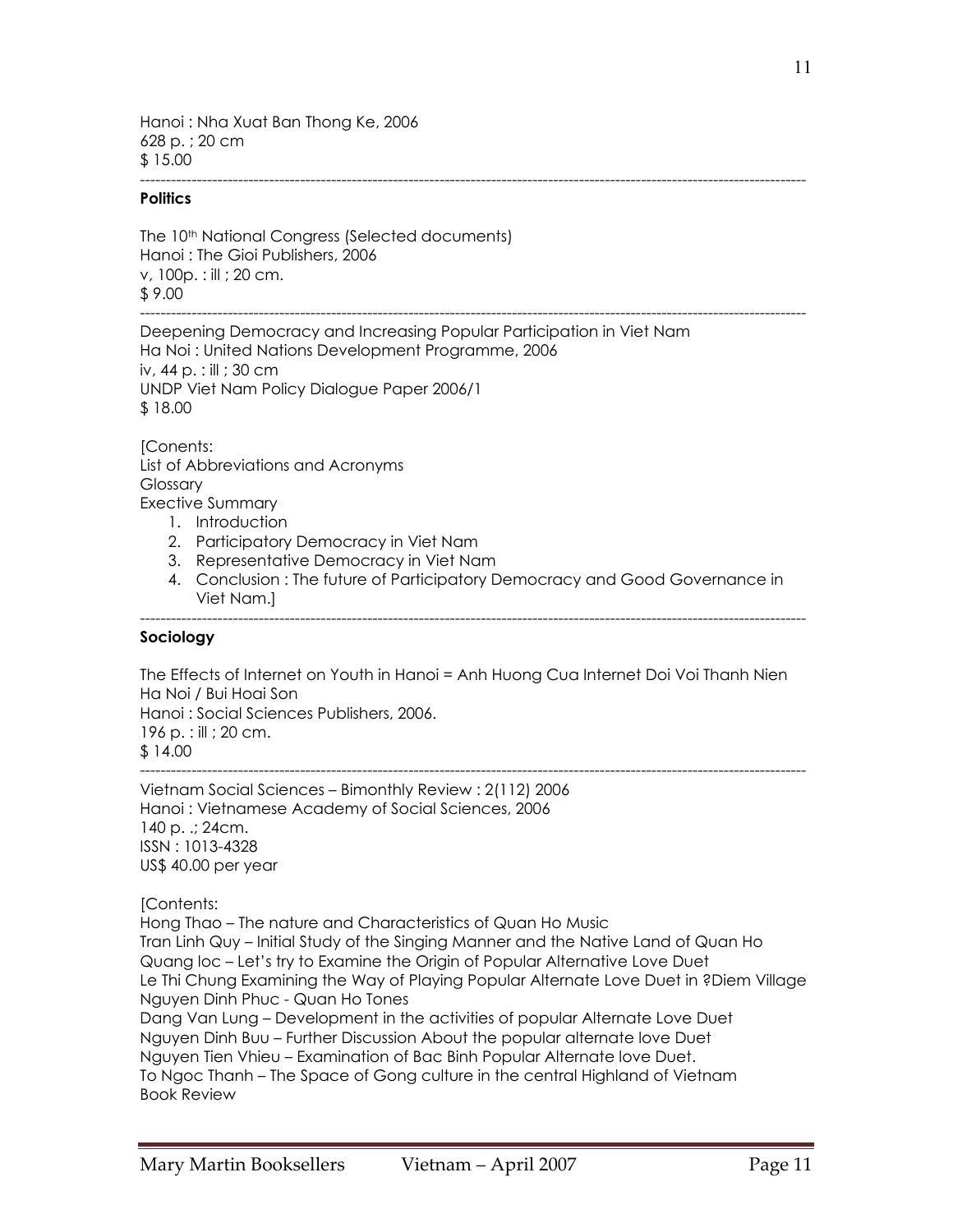Hanoi : Nha Xuat Ban Thong Ke, 2006
628 p. ; 20 cm
$ 15.00

---

**Politics**

The 10th National Congress (Selected documents)
Hanoi : The Gioi Publishers, 2006
v, 100p. : ill ; 20 cm.
$ 9.00

---

Deepening Democracy and Increasing Popular Participation in Viet Nam
Ha Noi : United Nations Development Programme, 2006
iv, 44 p. : ill ; 30 cm
UNDP Viet Nam Policy Dialogue Paper 2006/1
$ 18.00

[Conents:
List of Abbreviations and Acronyms
Glossary
Exective Summary

1. Introduction
2. Participatory Democracy in Viet Nam
3. Representative Democracy in Viet Nam
4. Conclusion : The future of Participatory Democracy and Good Governance in Viet Nam.]

---

**Sociology**

The Effects of Internet on Youth in Hanoi = Anh Huong Cua Internet Doi Voi Thanh Nien Ha Noi / Bui Hoai Son
Hanoi : Social Sciences Publishers, 2006.
196 p. : ill ; 20 cm.
$ 14.00

---

Vietnam Social Sciences – Bimonthly Review : 2(112) 2006
Hanoi : Vietnamese Academy of Social Sciences, 2006
140 p. .; 24cm.
ISSN : 1013-4328
US$ 40.00 per year

[Contents:
Hong Thao – The nature and Characteristics of Quan Ho Music
Tran Linh Quy – Initial Study of the Singing Manner and the Native Land of Quan Ho
Quang loc – Let's try to Examine the Origin of Popular Alternative Love Duet
Le Thi Chung Examining the Way of Playing Popular Alternate Love Duet in ?Diem Village
Nguyen Dinh Phuc - Quan Ho Tones
Dang Van Lung – Development in the activities of popular Alternate Love Duet
Nguyen Dinh Buu – Further Discussion About the popular alternate love Duet
Nguyen Tien Vhieu – Examination of Bac Binh Popular Alternate love Duet.
To Ngoc Thanh – The Space of Gong culture in the central Highland of Vietnam
Book Review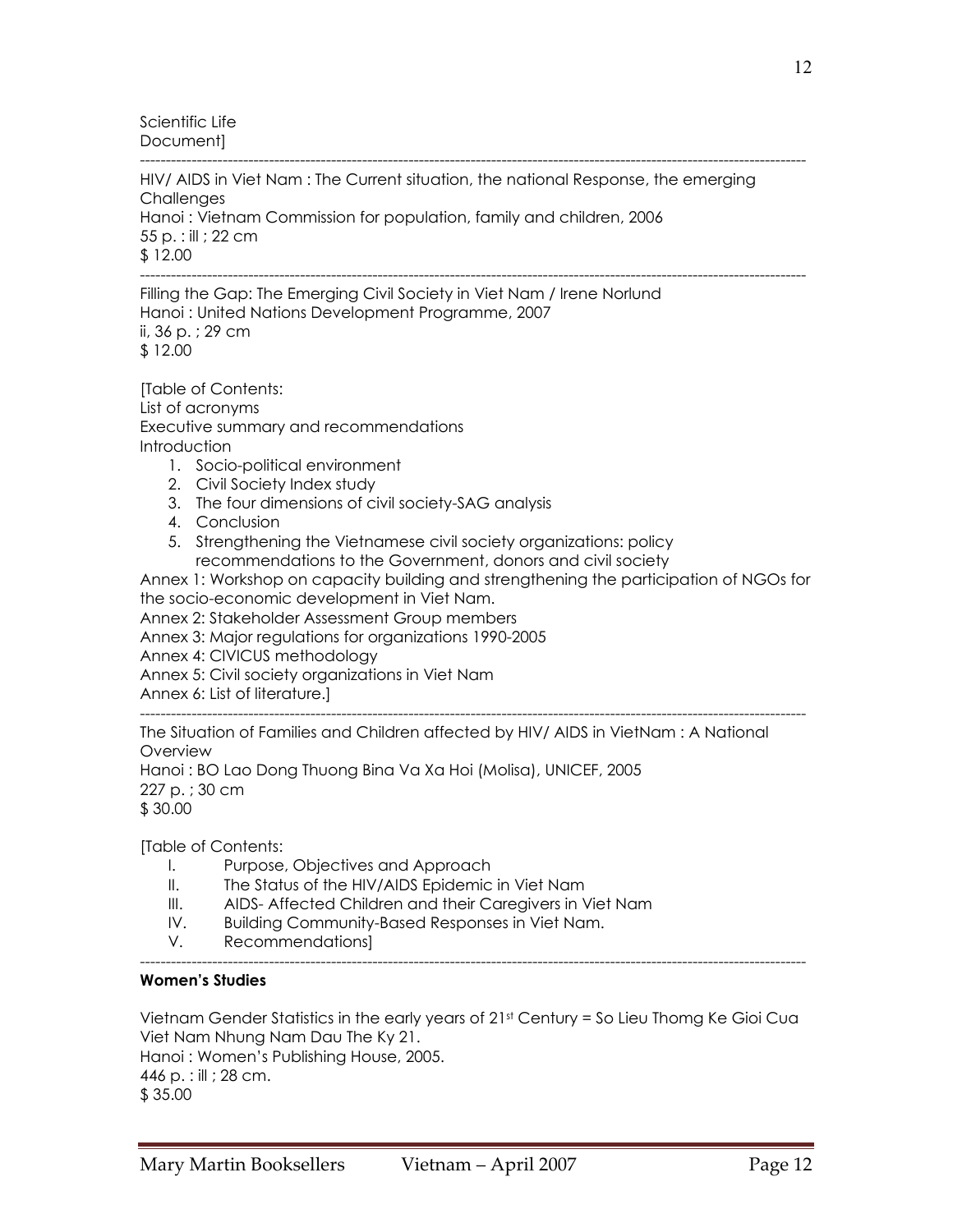Scientific Life
Document]

---

HIV/ AIDS in Viet Nam : The Current situation, the national Response, the emerging Challenges
Hanoi : Vietnam Commission for population, family and children, 2006
55 p. : ill ; 22 cm
$ 12.00

---

Filling the Gap: The Emerging Civil Society in Viet Nam / Irene Norlund
Hanoi : United Nations Development Programme, 2007
ii, 36 p. ; 29 cm
$ 12.00

[Table of Contents:
List of acronyms
Executive summary and recommendations
Introduction

1. Socio-political environment
2. Civil Society Index study
3. The four dimensions of civil society-SAG analysis
4. Conclusion
5. Strengthening the Vietnamese civil society organizations: policy recommendations to the Government, donors and civil society

Annex 1: Workshop on capacity building and strengthening the participation of NGOs for the socio-economic development in Viet Nam.
Annex 2: Stakeholder Assessment Group members
Annex 3: Major regulations for organizations 1990-2005
Annex 4: CIVICUS methodology
Annex 5: Civil society organizations in Viet Nam
Annex 6: List of literature.]

---

The Situation of Families and Children affected by HIV/ AIDS in VietNam : A National Overview
Hanoi : BO Lao Dong Thuong Bina Va Xa Hoi (Molisa), UNICEF, 2005
227 p. ; 30 cm
$ 30.00

[Table of Contents:

I. Purpose, Objectives and Approach
II. The Status of the HIV/AIDS Epidemic in Viet Nam
III. AIDS- Affected Children and their Caregivers in Viet Nam
IV. Building Community-Based Responses in Viet Nam.
V. Recommendations]

---

**Women's Studies**

Vietnam Gender Statistics in the early years of 21st Century = So Lieu Thomg Ke Gioi Cua Viet Nam Nhung Nam Dau The Ky 21.
Hanoi : Women's Publishing House, 2005.
446 p. : ill ; 28 cm.
$ 35.00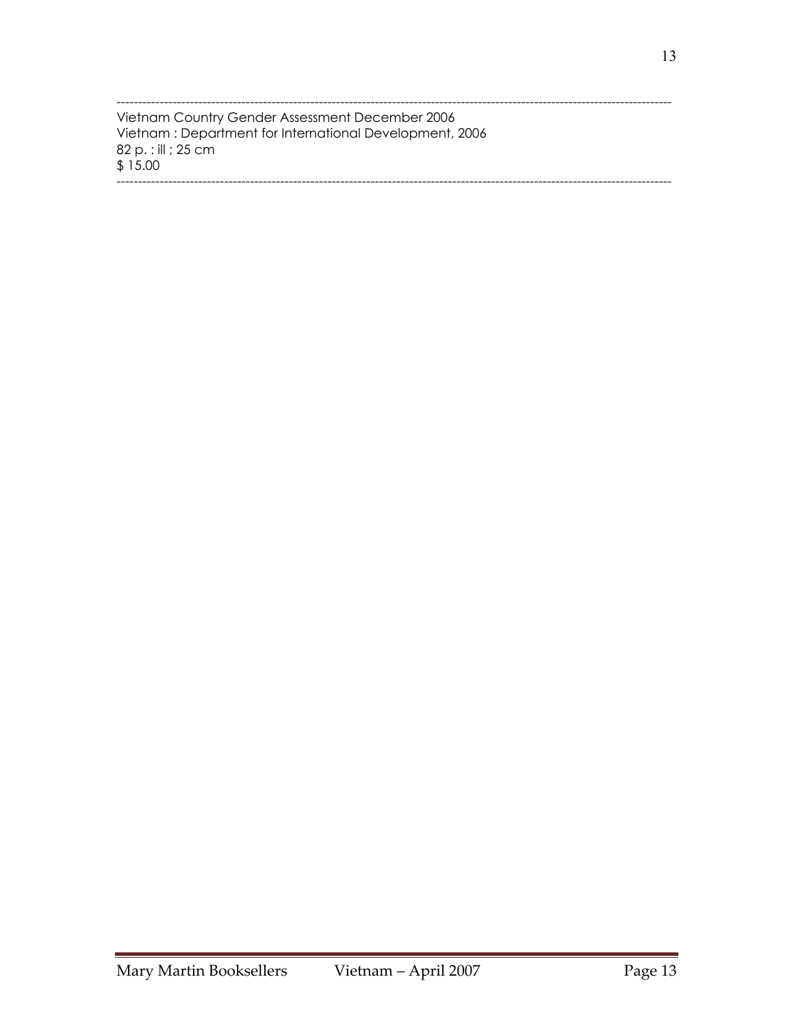--------------------------------------------------------------------------------------------------------------------------------

Vietnam Country Gender Assessment December 2006
Vietnam : Department for International Development, 2006
82 p. : ill ; 25 cm
$ 15.00

--------------------------------------------------------------------------------------------------------------------------------